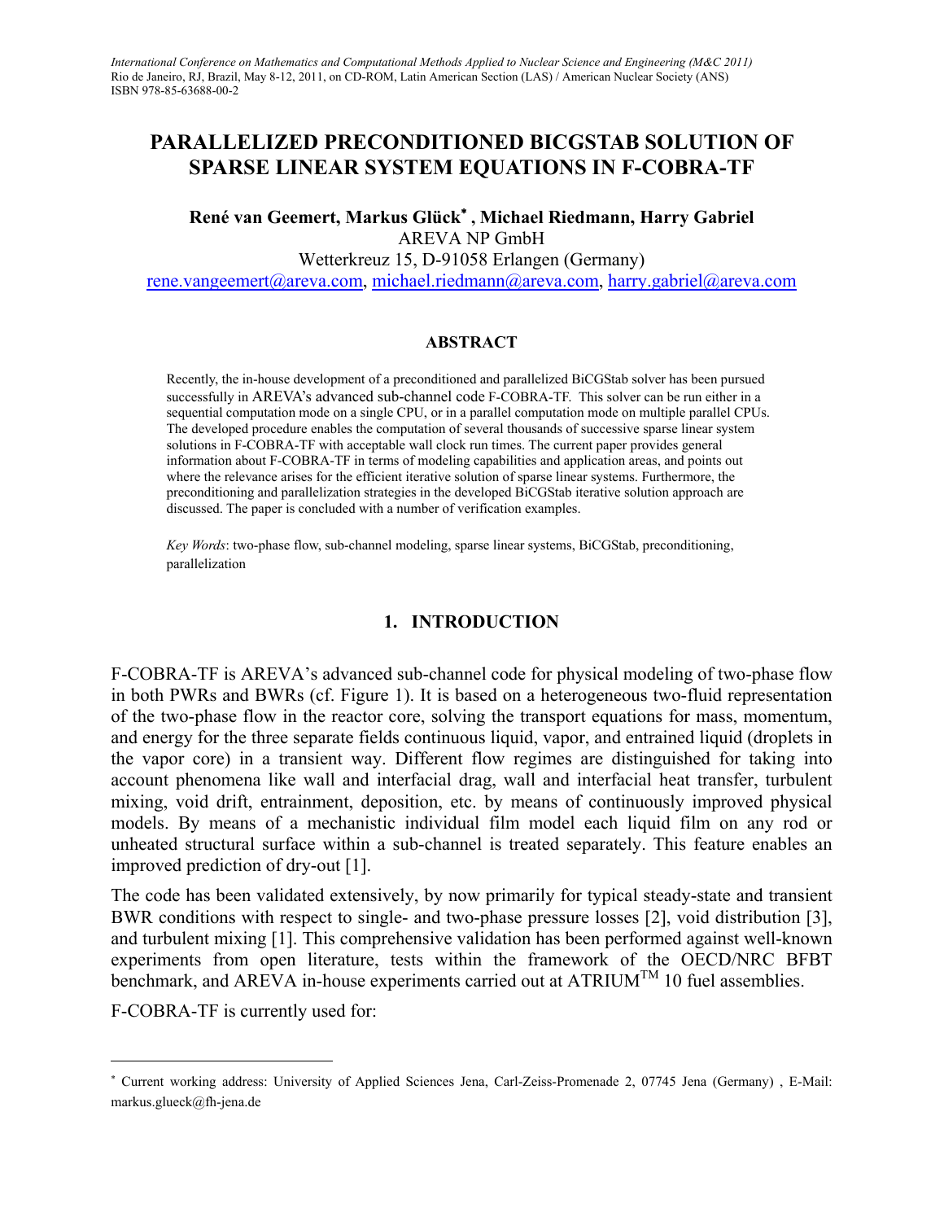# PARALLELIZED PRECONDITIONED BICGSTAB SOLUTION OF SPARSE LINEAR SYSTEM EQUATIONS IN F-COBRA-TF

**René van Geemert, Markus Glück*, Michael Riedmann, Harry Gabriel**

AREVA NP GmbH

Wetterkreuz 15, D-91058 Erlangen (Germany)

rene.vangeemert@areva.com, michael.riedmann@areva.com, harry.gabriel@areva.com

## ABSTRACT

Recently, the in-house development of a preconditioned and parallelized BiCGStab solver has been pursued successfully in AREVA's advanced sub-channel code F-COBRA-TF. This solver can be run either in a sequential computation mode on a single CPU, or in a parallel computation mode on multiple parallel CPUs. The developed procedure enables the computation of several thousands of successive sparse linear system solutions in F-COBRA-TF with acceptable wall clock run times. The current paper provides general information about F-COBRA-TF in terms of modeling capabilities and application areas, and points out where the relevance arises for the efficient iterative solution of sparse linear systems. Furthermore, the preconditioning and parallelization strategies in the developed BiCGStab iterative solution approach are discussed. The paper is concluded with a number of verification examples.

*Key Words*: two-phase flow, sub-channel modeling, sparse linear systems, BiCGStab, preconditioning, parallelization

## 1. INTRODUCTION

F-COBRA-TF is AREVA's advanced sub-channel code for physical modeling of two-phase flow in both PWRs and BWRs (cf. Figure 1). It is based on a heterogeneous two-fluid representation of the two-phase flow in the reactor core, solving the transport equations for mass, momentum, and energy for the three separate fields continuous liquid, vapor, and entrained liquid (droplets in the vapor core) in a transient way. Different flow regimes are distinguished for taking into account phenomena like wall and interfacial drag, wall and interfacial heat transfer, turbulent mixing, void drift, entrainment, deposition, etc. by means of continuously improved physical models. By means of a mechanistic individual film model each liquid film on any rod or unheated structural surface within a sub-channel is treated separately. This feature enables an improved prediction of dry-out [1].

The code has been validated extensively, by now primarily for typical steady-state and transient BWR conditions with respect to single- and two-phase pressure losses [2], void distribution [3], and turbulent mixing [1]. This comprehensive validation has been performed against well-known experiments from open literature, tests within the framework of the OECD/NRC BFBT benchmark, and AREVA in-house experiments carried out at ATRIUM™ 10 fuel assemblies.

F-COBRA-TF is currently used for:

---

* Current working address: University of Applied Sciences Jena, Carl-Zeiss-Promenade 2, 07745 Jena (Germany) , E-Mail: markus.glueck@fh-jena.de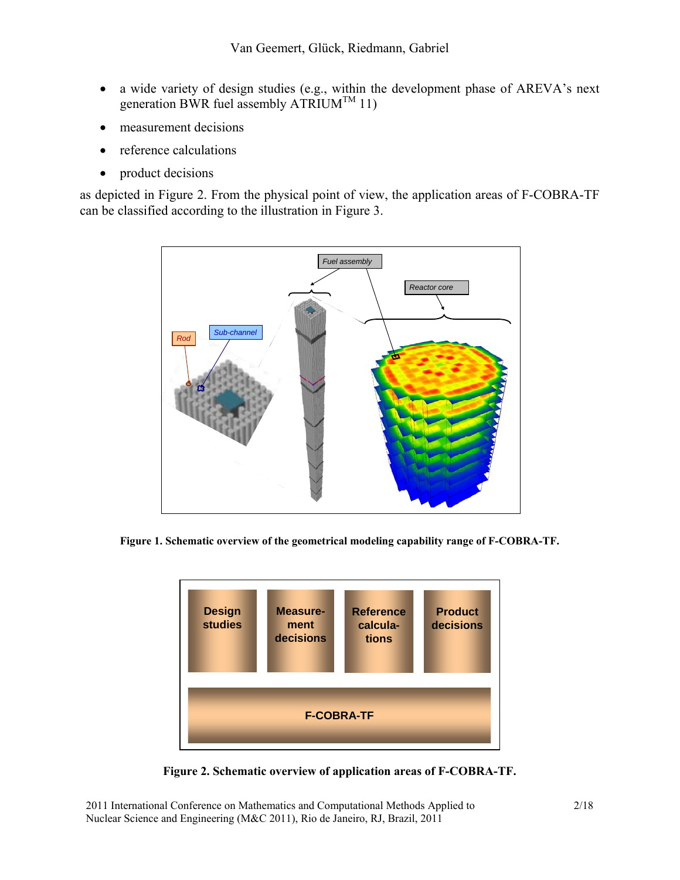- a wide variety of design studies (e.g., within the development phase of AREVA's next generation BWR fuel assembly ATRIUM™ 11)
- measurement decisions
- reference calculations
- product decisions

as depicted in Figure 2. From the physical point of view, the application areas of F-COBRA-TF can be classified according to the illustration in Figure 3.

**Figure 1. Schematic overview of the geometrical modeling capability range of F-COBRA-TF.**

**Figure 2. Schematic overview of application areas of F-COBRA-TF.**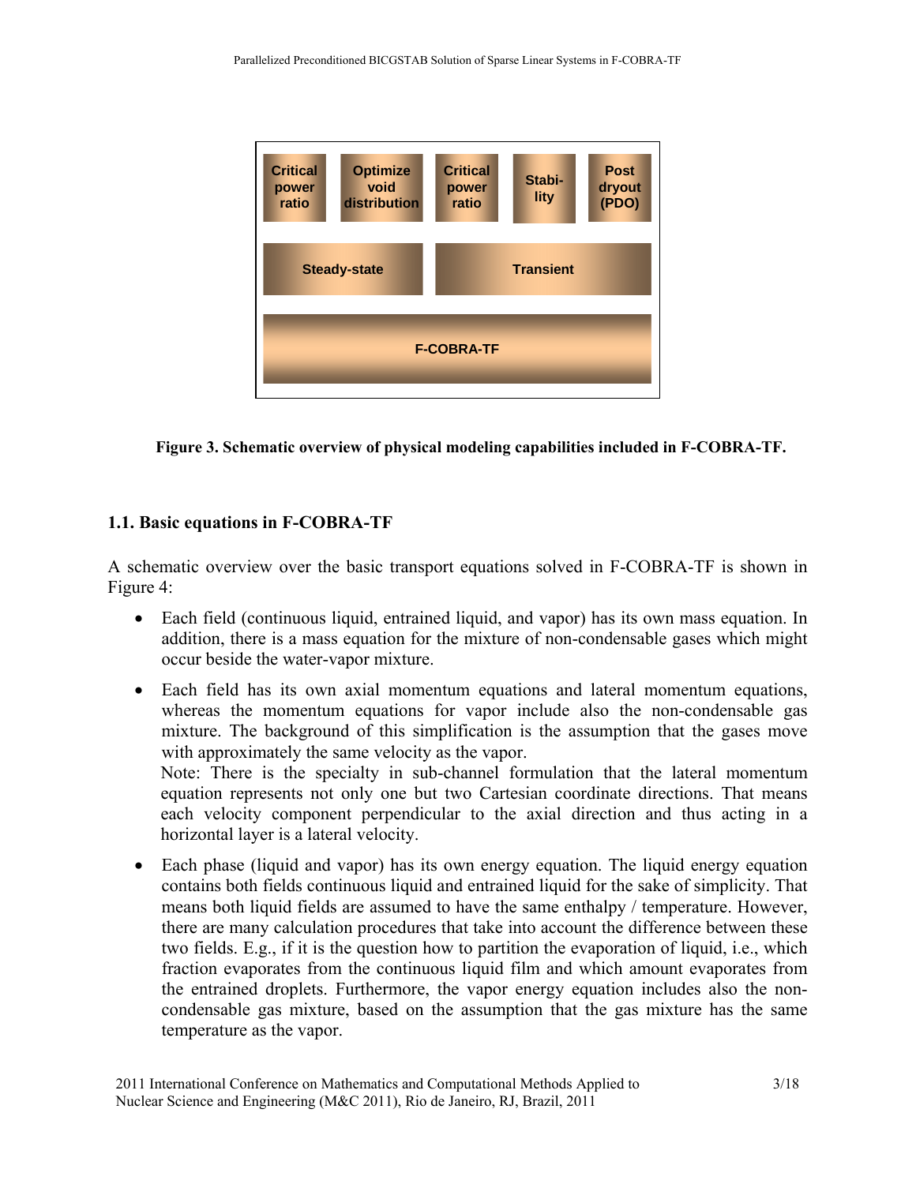| Critical power ratio | Optimize void distribution | Critical power ratio | Stabi-lity | Post dryout (PDO) |
|---|---|---|---|---|
| Steady-state | | Transient | | |
| F-COBRA-TF | | | | |

**Figure 3. Schematic overview of physical modeling capabilities included in F-COBRA-TF.**

## 1.1. Basic equations in F-COBRA-TF

A schematic overview over the basic transport equations solved in F-COBRA-TF is shown in Figure 4:

- Each field (continuous liquid, entrained liquid, and vapor) has its own mass equation. In addition, there is a mass equation for the mixture of non-condensable gases which might occur beside the water-vapor mixture.
- Each field has its own axial momentum equations and lateral momentum equations, whereas the momentum equations for vapor include also the non-condensable gas mixture. The background of this simplification is the assumption that the gases move with approximately the same velocity as the vapor.
  Note: There is the specialty in sub-channel formulation that the lateral momentum equation represents not only one but two Cartesian coordinate directions. That means each velocity component perpendicular to the axial direction and thus acting in a horizontal layer is a lateral velocity.
- Each phase (liquid and vapor) has its own energy equation. The liquid energy equation contains both fields continuous liquid and entrained liquid for the sake of simplicity. That means both liquid fields are assumed to have the same enthalpy / temperature. However, there are many calculation procedures that take into account the difference between these two fields. E.g., if it is the question how to partition the evaporation of liquid, i.e., which fraction evaporates from the continuous liquid film and which amount evaporates from the entrained droplets. Furthermore, the vapor energy equation includes also the non-condensable gas mixture, based on the assumption that the gas mixture has the same temperature as the vapor.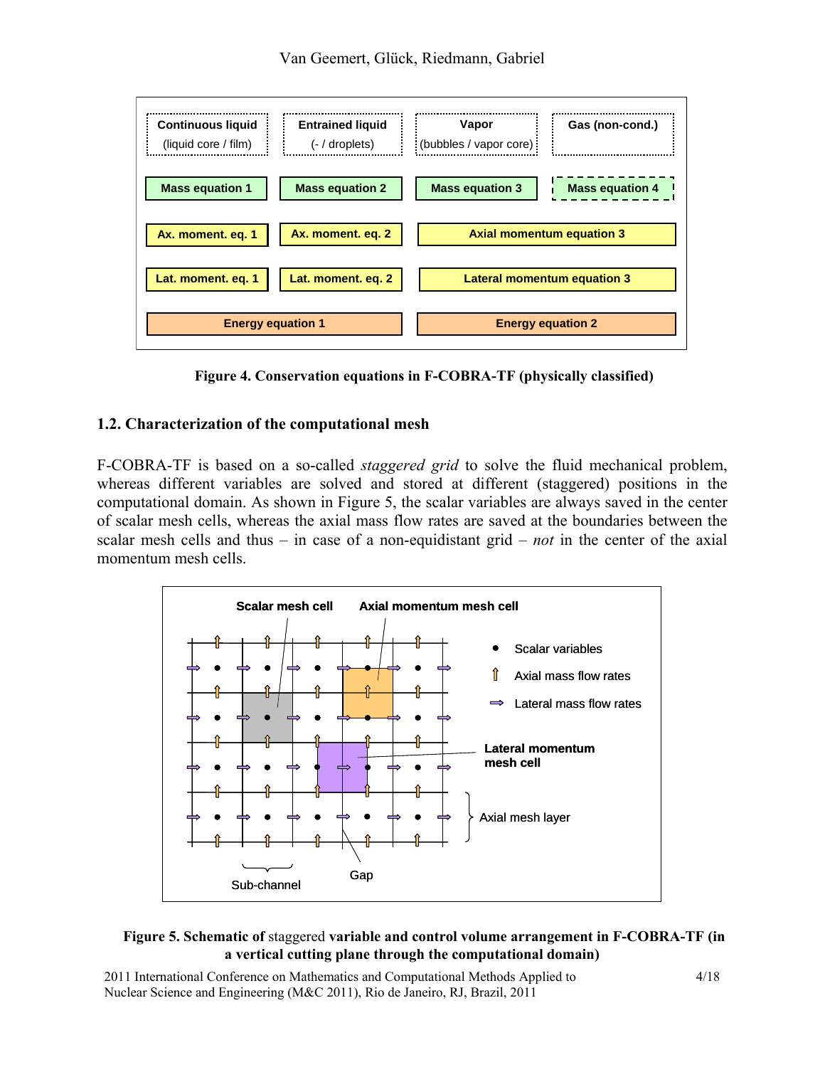Figure 4. Conservation equations in F-COBRA-TF (physically classified)

## 1.2. Characterization of the computational mesh

F-COBRA-TF is based on a so-called *staggered grid* to solve the fluid mechanical problem, whereas different variables are solved and stored at different (staggered) positions in the computational domain. As shown in Figure 5, the scalar variables are always saved in the center of scalar mesh cells, whereas the axial mass flow rates are saved at the boundaries between the scalar mesh cells and thus – in case of a non-equidistant grid – *not* in the center of the axial momentum mesh cells.

**Figure 5. Schematic of** staggered **variable and control volume arrangement in F-COBRA-TF (in a vertical cutting plane through the computational domain)**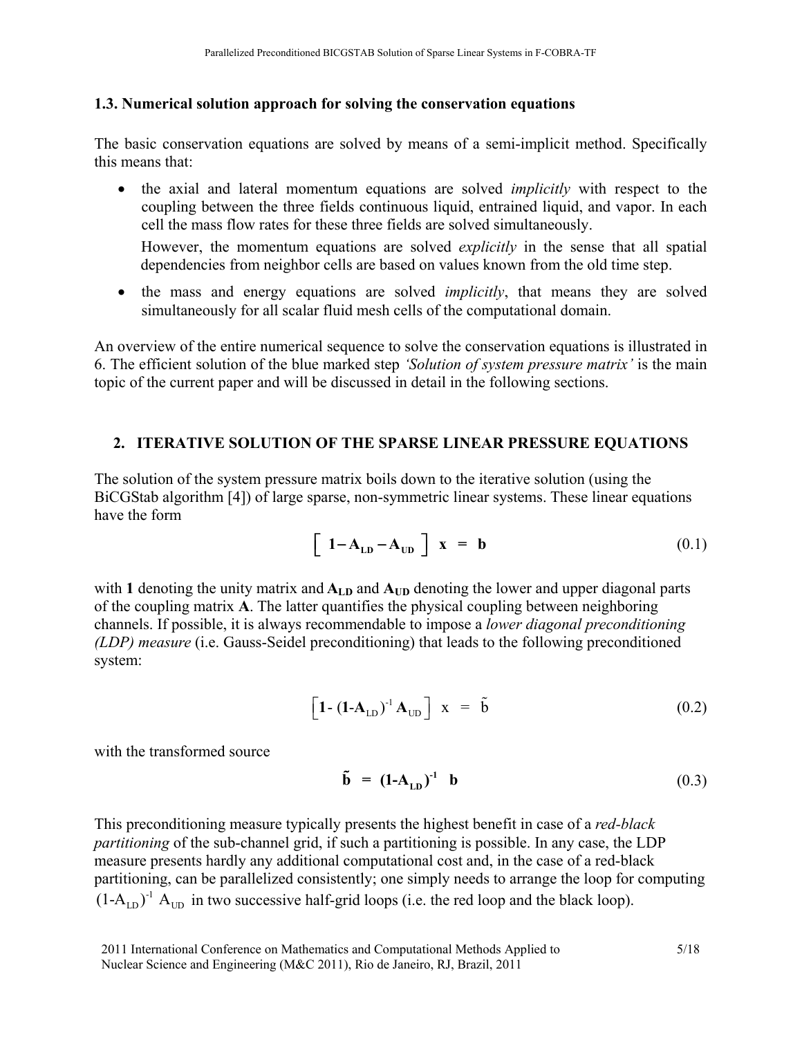### 1.3. Numerical solution approach for solving the conservation equations

The basic conservation equations are solved by means of a semi-implicit method. Specifically this means that:

- the axial and lateral momentum equations are solved *implicitly* with respect to the coupling between the three fields continuous liquid, entrained liquid, and vapor. In each cell the mass flow rates for these three fields are solved simultaneously.

  However, the momentum equations are solved *explicitly* in the sense that all spatial dependencies from neighbor cells are based on values known from the old time step.

- the mass and energy equations are solved *implicitly*, that means they are solved simultaneously for all scalar fluid mesh cells of the computational domain.

An overview of the entire numerical sequence to solve the conservation equations is illustrated in 6. The efficient solution of the blue marked step *'Solution of system pressure matrix'* is the main topic of the current paper and will be discussed in detail in the following sections.

## 2. ITERATIVE SOLUTION OF THE SPARSE LINEAR PRESSURE EQUATIONS

The solution of the system pressure matrix boils down to the iterative solution (using the BiCGStab algorithm [4]) of large sparse, non-symmetric linear systems. These linear equations have the form

$$\left[\ \mathbf{1} - \mathbf{A_{LD}} - \mathbf{A_{UD}}\ \right]\ \mathbf{x}\ =\ \mathbf{b} \tag{0.1}$$

with **1** denoting the unity matrix and $\mathbf{A_{LD}}$ and $\mathbf{A_{UD}}$ denoting the lower and upper diagonal parts of the coupling matrix **A**. The latter quantifies the physical coupling between neighboring channels. If possible, it is always recommendable to impose a *lower diagonal preconditioning (LDP) measure* (i.e. Gauss-Seidel preconditioning) that leads to the following preconditioned system:

$$\left[\mathbf{1} - (\mathbf{1}\text{-}\mathbf{A}_{\text{LD}})^{-1}\,\mathbf{A}_{\text{UD}}\right]\ \text{x}\ =\ \tilde{\text{b}} \tag{0.2}$$

with the transformed source

$$\tilde{\mathbf{b}}\ =\ (\mathbf{1}\text{-}\mathbf{A_{LD}})^{-1}\ \ \mathbf{b} \tag{0.3}$$

This preconditioning measure typically presents the highest benefit in case of a *red-black partitioning* of the sub-channel grid, if such a partitioning is possible. In any case, the LDP measure presents hardly any additional computational cost and, in the case of a red-black partitioning, can be parallelized consistently; one simply needs to arrange the loop for computing $(1\text{-}\text{A}_{\text{LD}})^{-1}\ \text{A}_{\text{UD}}$ in two successive half-grid loops (i.e. the red loop and the black loop).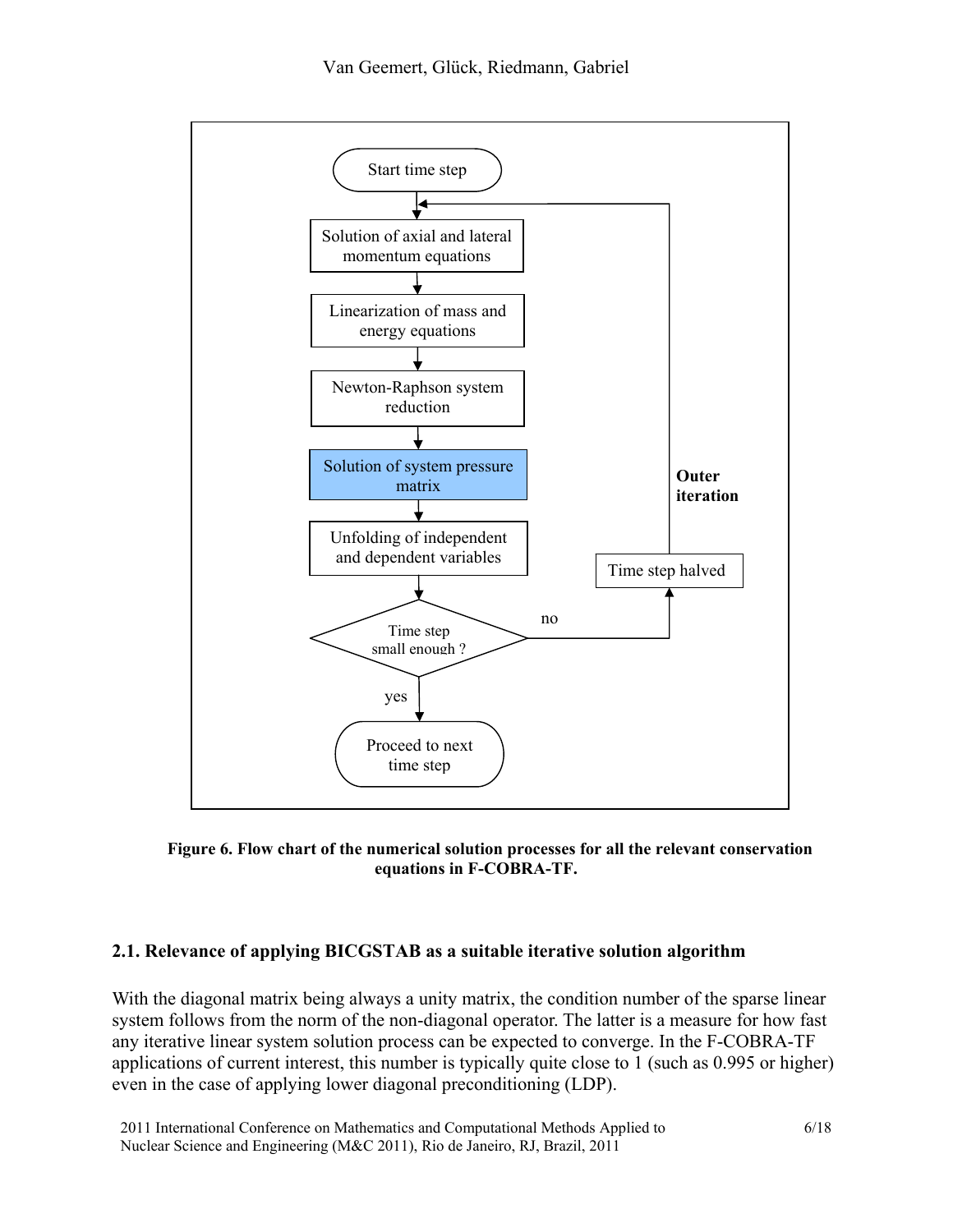Start time step

Solution of axial and lateral momentum equations

Linearization of mass and energy equations

Newton-Raphson system reduction

Solution of system pressure matrix

Unfolding of independent and dependent variables

Time step small enough ?

no

Time step halved

**Outer iteration**

yes

Proceed to next time step

**Figure 6. Flow chart of the numerical solution processes for all the relevant conservation equations in F-COBRA-TF.**

### 2.1. Relevance of applying BICGSTAB as a suitable iterative solution algorithm

With the diagonal matrix being always a unity matrix, the condition number of the sparse linear system follows from the norm of the non-diagonal operator. The latter is a measure for how fast any iterative linear system solution process can be expected to converge. In the F-COBRA-TF applications of current interest, this number is typically quite close to 1 (such as 0.995 or higher) even in the case of applying lower diagonal preconditioning (LDP).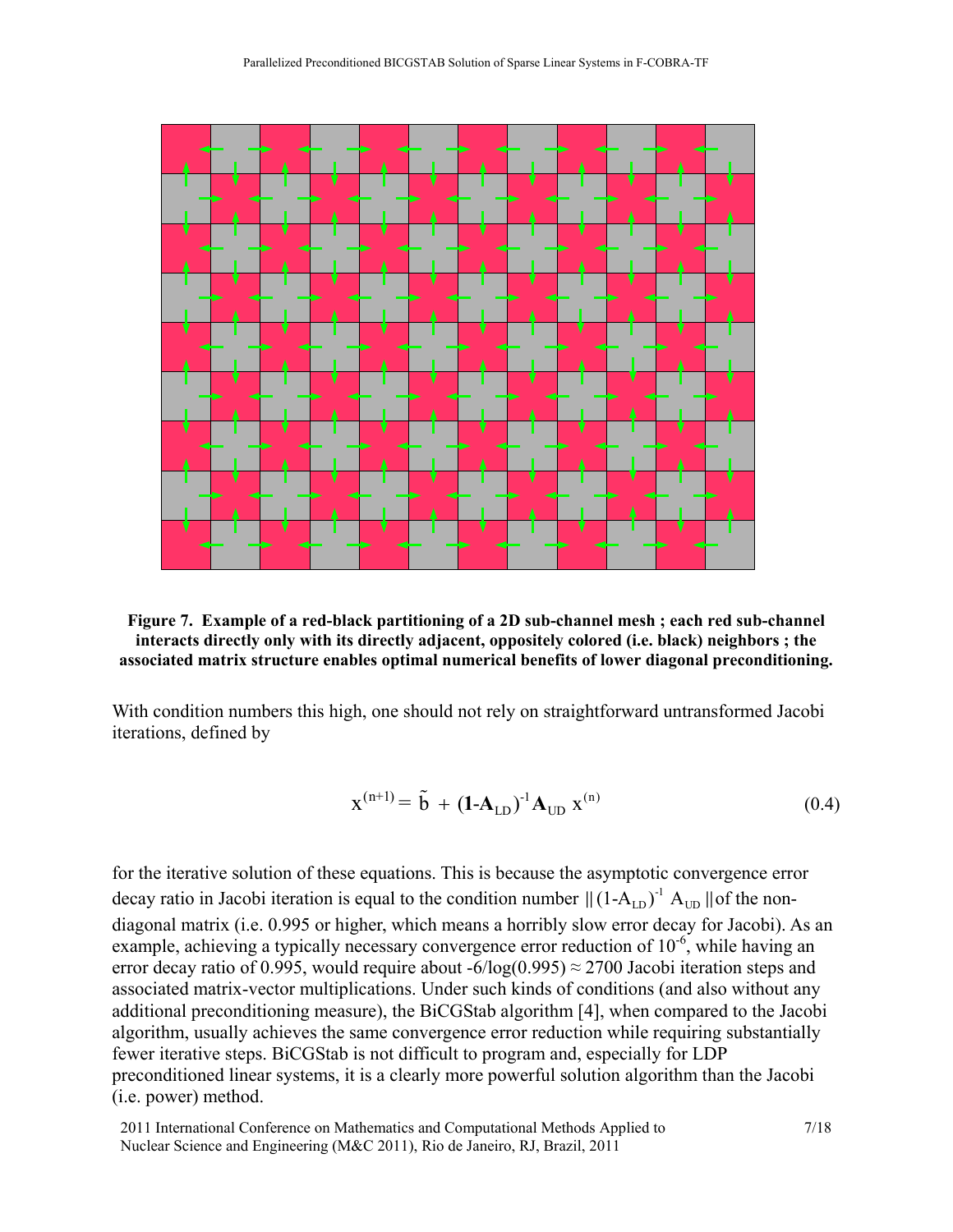**Figure 7. Example of a red-black partitioning of a 2D sub-channel mesh ; each red sub-channel interacts directly only with its directly adjacent, oppositely colored (i.e. black) neighbors ; the associated matrix structure enables optimal numerical benefits of lower diagonal preconditioning.**

With condition numbers this high, one should not rely on straightforward untransformed Jacobi iterations, defined by

$$x^{(n+1)} = \tilde{b} + (\mathbf{1}\text{-}\mathbf{A}_{LD})^{-1}\mathbf{A}_{UD}\, x^{(n)} \tag{0.4}$$

for the iterative solution of these equations. This is because the asymptotic convergence error decay ratio in Jacobi iteration is equal to the condition number $\|(1\text{-}A_{LD})^{-1} A_{UD}\|$ of the non-diagonal matrix (i.e. 0.995 or higher, which means a horribly slow error decay for Jacobi). As an example, achieving a typically necessary convergence error reduction of $10^{-6}$, while having an error decay ratio of 0.995, would require about $-6/\log(0.995) \approx 2700$ Jacobi iteration steps and associated matrix-vector multiplications. Under such kinds of conditions (and also without any additional preconditioning measure), the BiCGStab algorithm [4], when compared to the Jacobi algorithm, usually achieves the same convergence error reduction while requiring substantially fewer iterative steps. BiCGStab is not difficult to program and, especially for LDP preconditioned linear systems, it is a clearly more powerful solution algorithm than the Jacobi (i.e. power) method.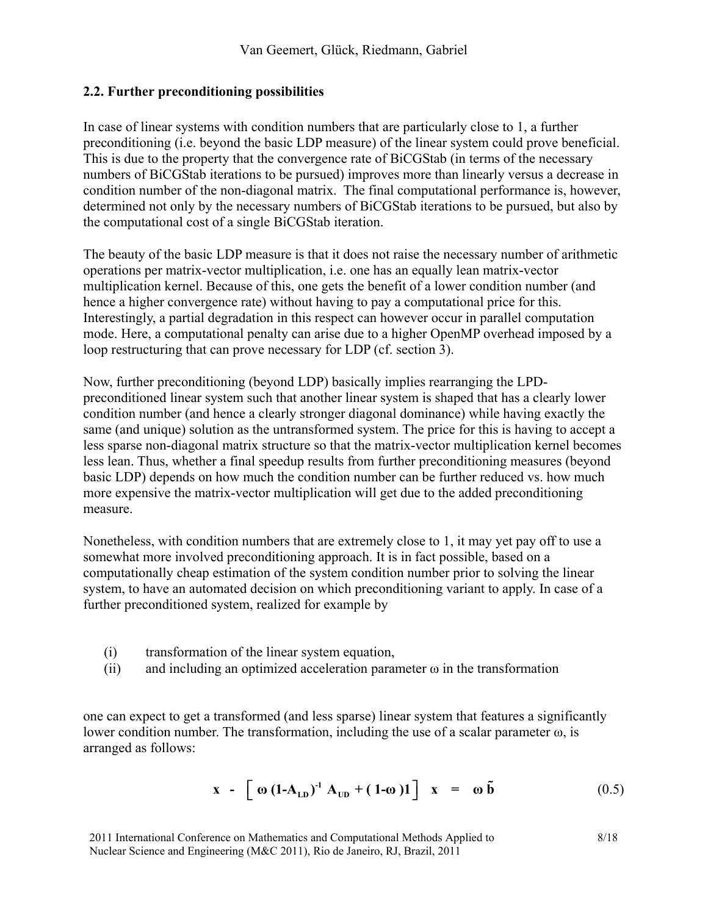## 2.2. Further preconditioning possibilities

In case of linear systems with condition numbers that are particularly close to 1, a further preconditioning (i.e. beyond the basic LDP measure) of the linear system could prove beneficial. This is due to the property that the convergence rate of BiCGStab (in terms of the necessary numbers of BiCGStab iterations to be pursued) improves more than linearly versus a decrease in condition number of the non-diagonal matrix. The final computational performance is, however, determined not only by the necessary numbers of BiCGStab iterations to be pursued, but also by the computational cost of a single BiCGStab iteration.

The beauty of the basic LDP measure is that it does not raise the necessary number of arithmetic operations per matrix-vector multiplication, i.e. one has an equally lean matrix-vector multiplication kernel. Because of this, one gets the benefit of a lower condition number (and hence a higher convergence rate) without having to pay a computational price for this. Interestingly, a partial degradation in this respect can however occur in parallel computation mode. Here, a computational penalty can arise due to a higher OpenMP overhead imposed by a loop restructuring that can prove necessary for LDP (cf. section 3).

Now, further preconditioning (beyond LDP) basically implies rearranging the LPD-preconditioned linear system such that another linear system is shaped that has a clearly lower condition number (and hence a clearly stronger diagonal dominance) while having exactly the same (and unique) solution as the untransformed system. The price for this is having to accept a less sparse non-diagonal matrix structure so that the matrix-vector multiplication kernel becomes less lean. Thus, whether a final speedup results from further preconditioning measures (beyond basic LDP) depends on how much the condition number can be further reduced vs. how much more expensive the matrix-vector multiplication will get due to the added preconditioning measure.

Nonetheless, with condition numbers that are extremely close to 1, it may yet pay off to use a somewhat more involved preconditioning approach. It is in fact possible, based on a computationally cheap estimation of the system condition number prior to solving the linear system, to have an automated decision on which preconditioning variant to apply. In case of a further preconditioned system, realized for example by

(i) transformation of the linear system equation,
(ii) and including an optimized acceleration parameter $\omega$ in the transformation

one can expect to get a transformed (and less sparse) linear system that features a significantly lower condition number. The transformation, including the use of a scalar parameter $\omega$, is arranged as follows:

$$\mathbf{x} - \left[ \boldsymbol{\omega} \, (\mathbf{1}-\mathbf{A}_{\mathbf{LD}})^{-1} \, \mathbf{A}_{\mathbf{UD}} + (\, \mathbf{1}-\boldsymbol{\omega}\,)\mathbf{1} \right] \; \mathbf{x} \;=\; \boldsymbol{\omega} \, \tilde{\mathbf{b}} \tag{0.5}$$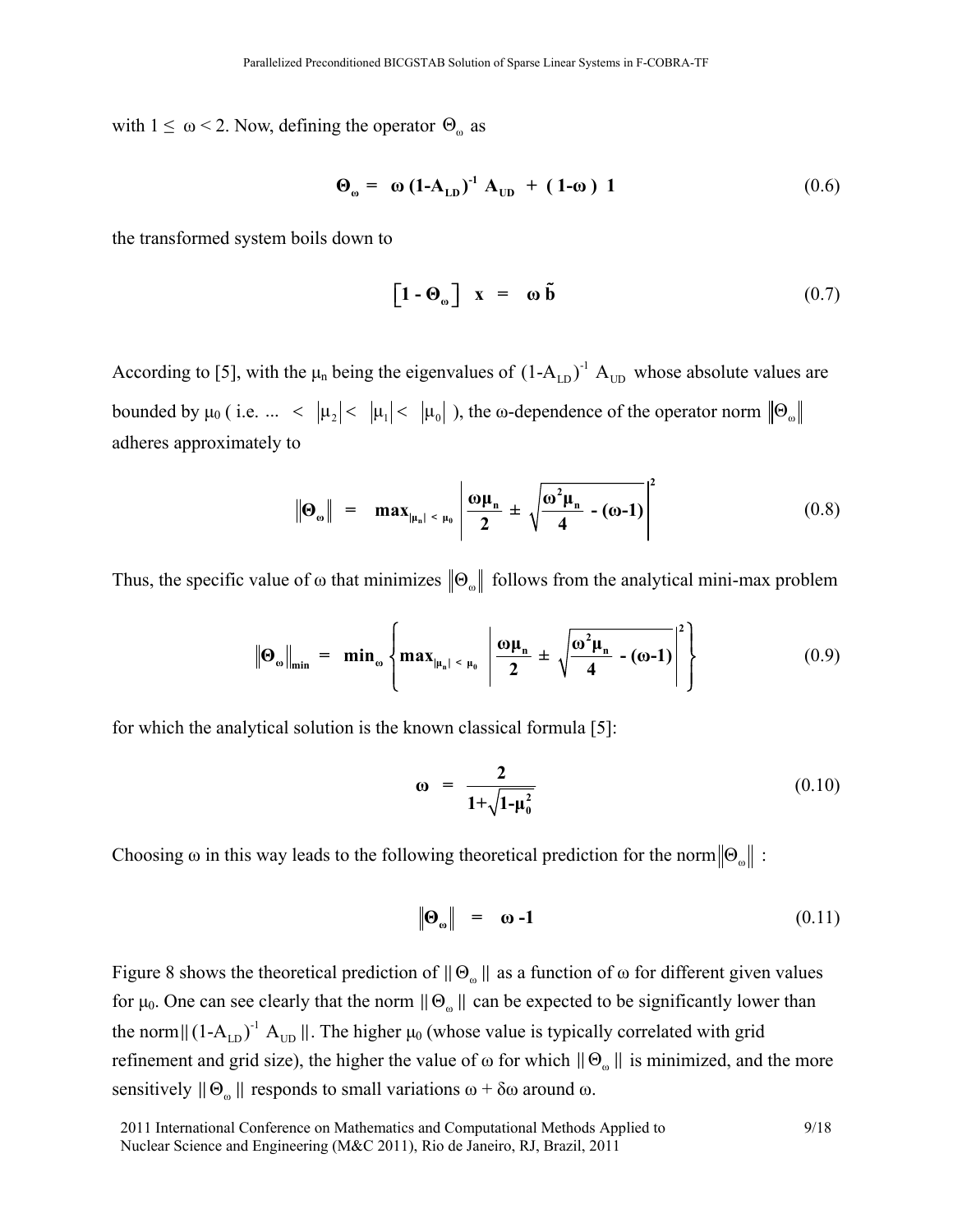with $1 \leq \omega < 2$. Now, defining the operator $\Theta_\omega$ as

$$\boldsymbol{\Theta_\omega = \omega\,(1\text{-}A_{LD})^{-1}\,A_{UD} + (1\text{-}\omega)\,1} \tag{0.6}$$

the transformed system boils down to

$$\boldsymbol{\left[1 - \Theta_\omega\right]\; x = \omega\,\tilde{b}} \tag{0.7}$$

According to [5], with the $\mu_n$ being the eigenvalues of $(1\text{-}A_{LD})^{-1}\,A_{UD}$ whose absolute values are bounded by $\mu_0$ ( i.e. ... $< |\mu_2| < |\mu_1| < |\mu_0|$ ), the $\omega$-dependence of the operator norm $\|\Theta_\omega\|$ adheres approximately to

$$\boldsymbol{\|\Theta_\omega\| = \max_{|\mu_n| < \mu_0} \left| \frac{\omega\mu_n}{2} \pm \sqrt{\frac{\omega^2\mu_n}{4} - (\omega\text{-}1)} \right|^2} \tag{0.8}$$

Thus, the specific value of $\omega$ that minimizes $\|\Theta_\omega\|$ follows from the analytical mini-max problem

$$\boldsymbol{\|\Theta_\omega\|_{min} = \min_\omega \left\{ \max_{|\mu_n| < \mu_0} \left| \frac{\omega\mu_n}{2} \pm \sqrt{\frac{\omega^2\mu_n}{4} - (\omega\text{-}1)} \right|^2 \right\}} \tag{0.9}$$

for which the analytical solution is the known classical formula [5]:

$$\boldsymbol{\omega = \frac{2}{1+\sqrt{1\text{-}\mu_0^2}}} \tag{0.10}$$

Choosing $\omega$ in this way leads to the following theoretical prediction for the norm $\|\Theta_\omega\|$ :

$$\boldsymbol{\|\Theta_\omega\| = \omega - 1} \tag{0.11}$$

Figure 8 shows the theoretical prediction of $\|\Theta_\omega\|$ as a function of $\omega$ for different given values for $\mu_0$. One can see clearly that the norm $\|\Theta_\omega\|$ can be expected to be significantly lower than the norm $\|(1\text{-}A_{LD})^{-1}\,A_{UD}\|$. The higher $\mu_0$ (whose value is typically correlated with grid refinement and grid size), the higher the value of $\omega$ for which $\|\Theta_\omega\|$ is minimized, and the more sensitively $\|\Theta_\omega\|$ responds to small variations $\omega + \delta\omega$ around $\omega$.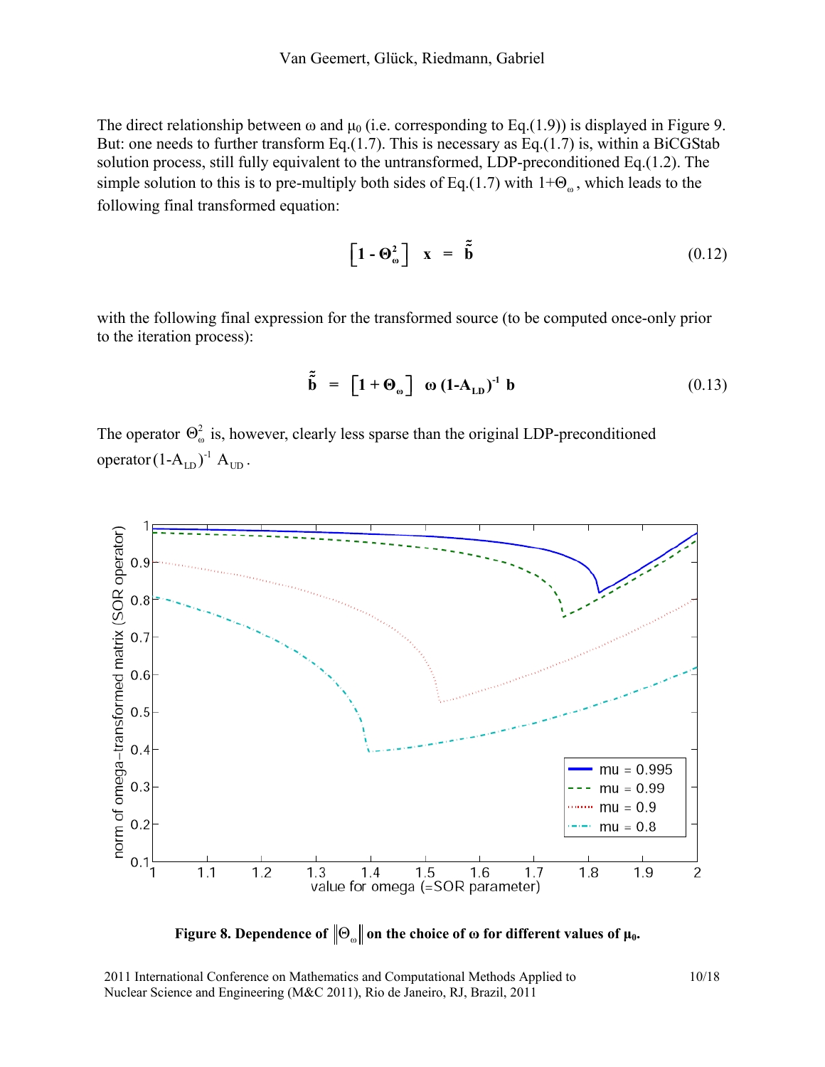The direct relationship between ω and $\mu_0$ (i.e. corresponding to Eq.(1.9)) is displayed in Figure 9. But: one needs to further transform Eq.(1.7). This is necessary as Eq.(1.7) is, within a BiCGStab solution process, still fully equivalent to the untransformed, LDP-preconditioned Eq.(1.2). The simple solution to this is to pre-multiply both sides of Eq.(1.7) with $1+\Theta_\omega$, which leads to the following final transformed equation:

$$\left[\mathbf{1} - \mathbf{\Theta}_\omega^2\right] \ \mathbf{x} \ = \ \tilde{\tilde{\mathbf{b}}} \tag{0.12}$$

with the following final expression for the transformed source (to be computed once-only prior to the iteration process):

$$\tilde{\tilde{\mathbf{b}}} \ = \ \left[\mathbf{1} + \mathbf{\Theta}_\omega\right] \ \boldsymbol{\omega}\ (\mathbf{1}\text{-}\mathbf{A}_{\mathbf{LD}})^{-1} \ \mathbf{b} \tag{0.13}$$

The operator $\Theta_\omega^2$ is, however, clearly less sparse than the original LDP-preconditioned operator $(1\text{-}A_{LD})^{-1}\ A_{UD}$.

**Figure 8. Dependence of $\left\|\Theta_\omega\right\|$ on the choice of ω for different values of $\mu_0$.**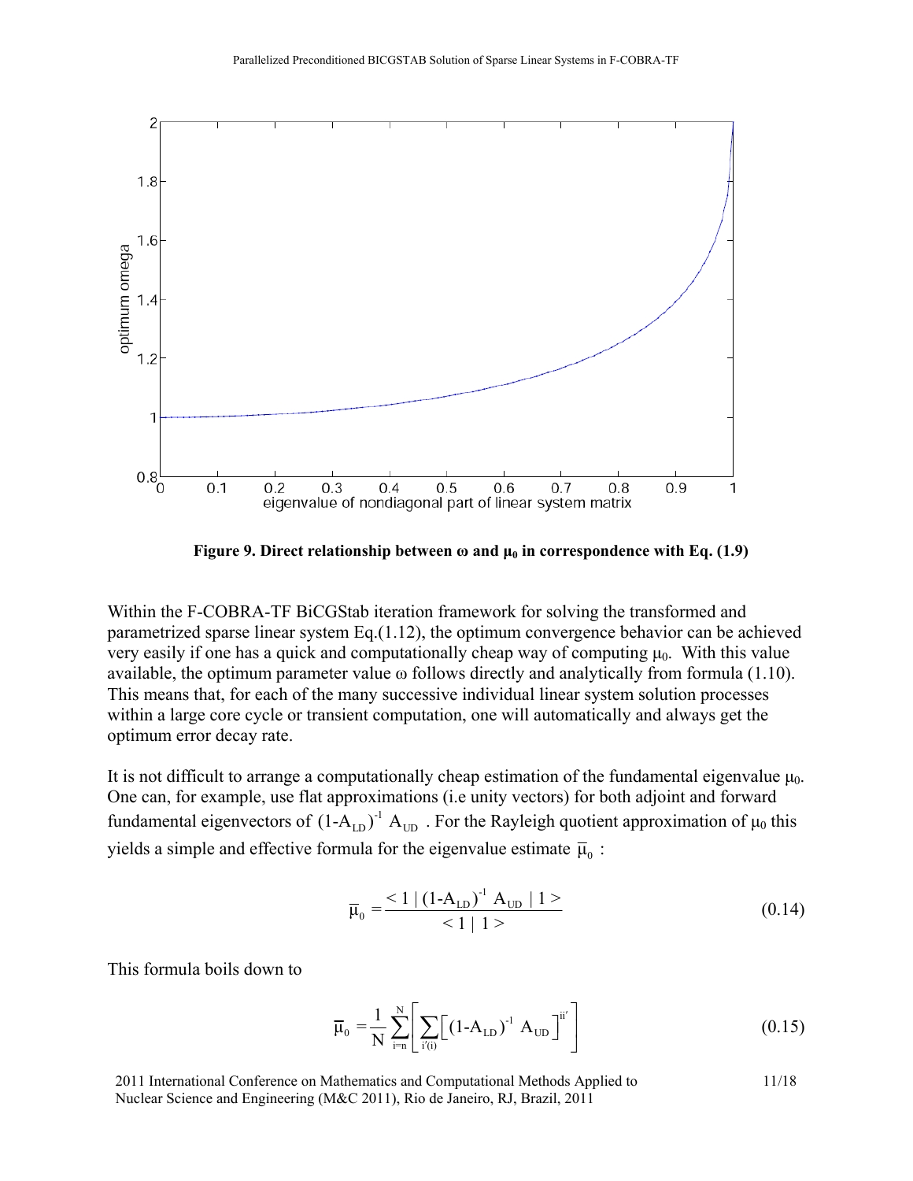**Figure 9. Direct relationship between ω and $\mu_0$ in correspondence with Eq. (1.9)**

Within the F-COBRA-TF BiCGStab iteration framework for solving the transformed and parametrized sparse linear system Eq.(1.12), the optimum convergence behavior can be achieved very easily if one has a quick and computationally cheap way of computing $\mu_0$. With this value available, the optimum parameter value ω follows directly and analytically from formula (1.10). This means that, for each of the many successive individual linear system solution processes within a large core cycle or transient computation, one will automatically and always get the optimum error decay rate.

It is not difficult to arrange a computationally cheap estimation of the fundamental eigenvalue $\mu_0$. One can, for example, use flat approximations (i.e unity vectors) for both adjoint and forward fundamental eigenvectors of $(1\text{-}A_{LD})^{-1}\ A_{UD}$ . For the Rayleigh quotient approximation of $\mu_0$ this yields a simple and effective formula for the eigenvalue estimate $\overline{\mu}_0$ :

$$\overline{\mu}_0 = \frac{< 1 \mid (1\text{-}A_{LD})^{-1}\ A_{UD} \mid 1 >}{< 1 \mid 1 >} \tag{0.14}$$

This formula boils down to

$$\overline{\mu}_0 = \frac{1}{N} \sum_{i=n}^{N} \left[ \sum_{i'(i)} \left[ (1\text{-}A_{LD})^{-1}\ A_{UD} \right]^{ii'} \right] \tag{0.15}$$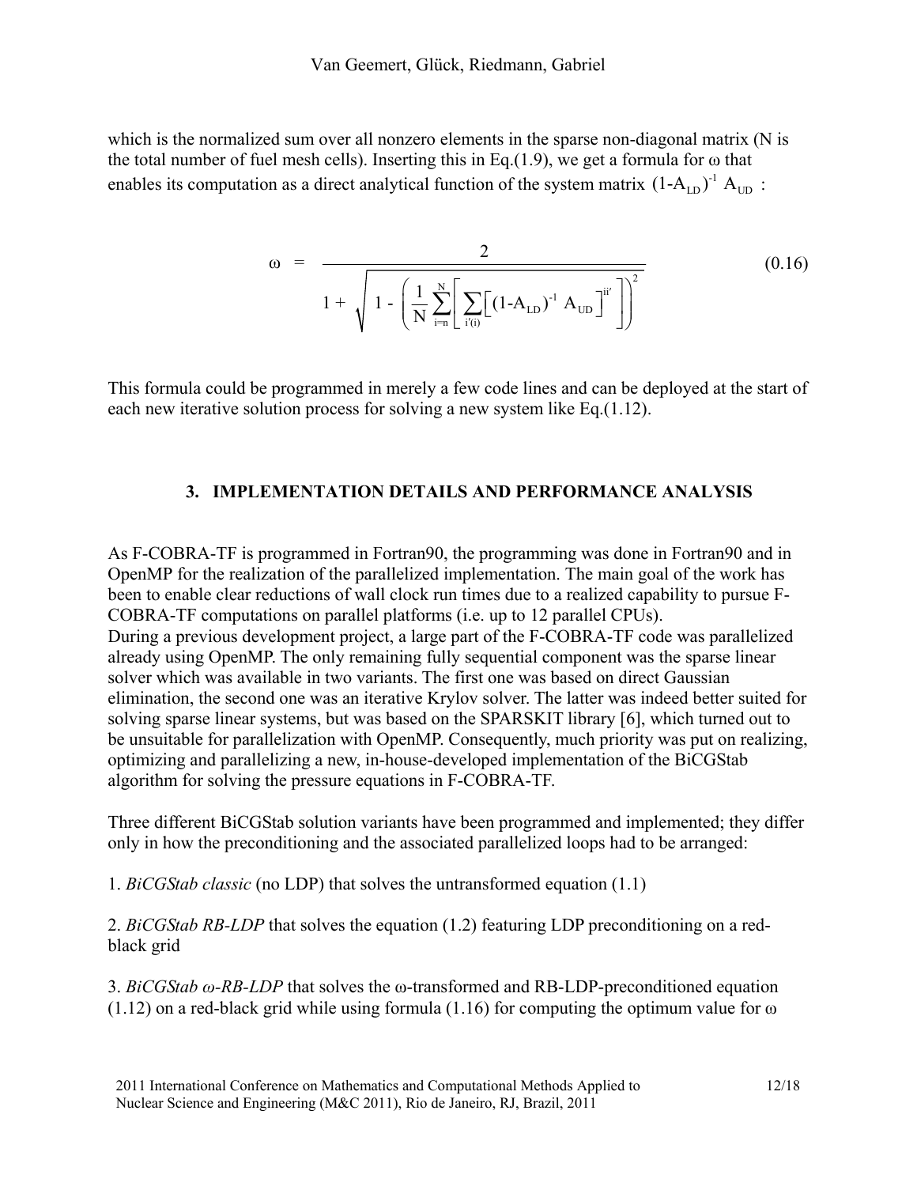which is the normalized sum over all nonzero elements in the sparse non-diagonal matrix (N is the total number of fuel mesh cells). Inserting this in Eq.(1.9), we get a formula for ω that enables its computation as a direct analytical function of the system matrix $(1\text{-}A_{LD})^{-1}\ A_{UD}$ :

$$\omega \;=\; \frac{2}{1 + \sqrt{1 - \left( \frac{1}{N} \sum_{i=n}^{N} \left[ \sum_{i'(i)} \left[ (1\text{-}A_{LD})^{-1}\ A_{UD} \right]^{ii'} \right] \right)^{2}}} \qquad (0.16)$$

This formula could be programmed in merely a few code lines and can be deployed at the start of each new iterative solution process for solving a new system like Eq.(1.12).

## 3. IMPLEMENTATION DETAILS AND PERFORMANCE ANALYSIS

As F-COBRA-TF is programmed in Fortran90, the programming was done in Fortran90 and in OpenMP for the realization of the parallelized implementation. The main goal of the work has been to enable clear reductions of wall clock run times due to a realized capability to pursue F-COBRA-TF computations on parallel platforms (i.e. up to 12 parallel CPUs).
During a previous development project, a large part of the F-COBRA-TF code was parallelized already using OpenMP. The only remaining fully sequential component was the sparse linear solver which was available in two variants. The first one was based on direct Gaussian elimination, the second one was an iterative Krylov solver. The latter was indeed better suited for solving sparse linear systems, but was based on the SPARSKIT library [6], which turned out to be unsuitable for parallelization with OpenMP. Consequently, much priority was put on realizing, optimizing and parallelizing a new, in-house-developed implementation of the BiCGStab algorithm for solving the pressure equations in F-COBRA-TF.

Three different BiCGStab solution variants have been programmed and implemented; they differ only in how the preconditioning and the associated parallelized loops had to be arranged:

1. *BiCGStab classic* (no LDP) that solves the untransformed equation (1.1)

2. *BiCGStab RB-LDP* that solves the equation (1.2) featuring LDP preconditioning on a red-black grid

3. *BiCGStab ω-RB-LDP* that solves the ω-transformed and RB-LDP-preconditioned equation (1.12) on a red-black grid while using formula (1.16) for computing the optimum value for ω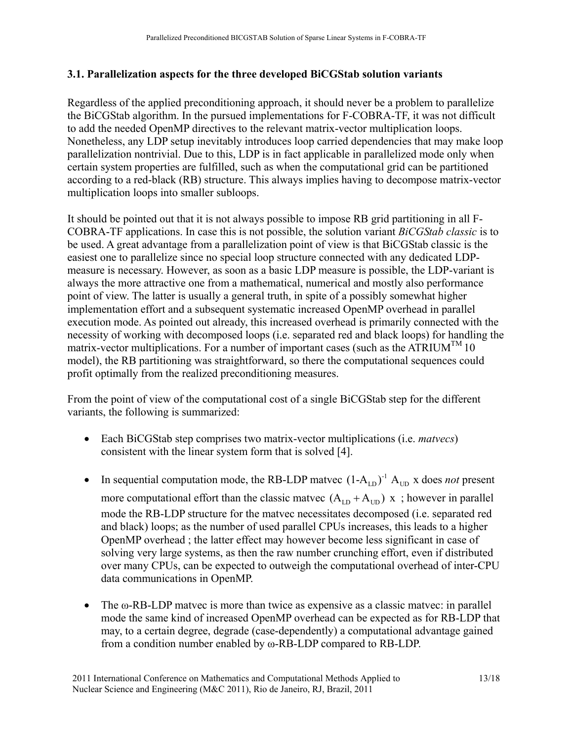### 3.1. Parallelization aspects for the three developed BiCGStab solution variants

Regardless of the applied preconditioning approach, it should never be a problem to parallelize the BiCGStab algorithm. In the pursued implementations for F-COBRA-TF, it was not difficult to add the needed OpenMP directives to the relevant matrix-vector multiplication loops. Nonetheless, any LDP setup inevitably introduces loop carried dependencies that may make loop parallelization nontrivial. Due to this, LDP is in fact applicable in parallelized mode only when certain system properties are fulfilled, such as when the computational grid can be partitioned according to a red-black (RB) structure. This always implies having to decompose matrix-vector multiplication loops into smaller subloops.

It should be pointed out that it is not always possible to impose RB grid partitioning in all F-COBRA-TF applications. In case this is not possible, the solution variant *BiCGStab classic* is to be used. A great advantage from a parallelization point of view is that BiCGStab classic is the easiest one to parallelize since no special loop structure connected with any dedicated LDP-measure is necessary. However, as soon as a basic LDP measure is possible, the LDP-variant is always the more attractive one from a mathematical, numerical and mostly also performance point of view. The latter is usually a general truth, in spite of a possibly somewhat higher implementation effort and a subsequent systematic increased OpenMP overhead in parallel execution mode. As pointed out already, this increased overhead is primarily connected with the necessity of working with decomposed loops (i.e. separated red and black loops) for handling the matrix-vector multiplications. For a number of important cases (such as the ATRIUM™ 10 model), the RB partitioning was straightforward, so there the computational sequences could profit optimally from the realized preconditioning measures.

From the point of view of the computational cost of a single BiCGStab step for the different variants, the following is summarized:

- Each BiCGStab step comprises two matrix-vector multiplications (i.e. *matvecs*) consistent with the linear system form that is solved [4].
- In sequential computation mode, the RB-LDP matvec $(1\text{-}A_{LD})^{-1}\ A_{UD}\ x$ does *not* present more computational effort than the classic matvec $(A_{LD} + A_{UD})\ x$ ; however in parallel mode the RB-LDP structure for the matvec necessitates decomposed (i.e. separated red and black) loops; as the number of used parallel CPUs increases, this leads to a higher OpenMP overhead ; the latter effect may however become less significant in case of solving very large systems, as then the raw number crunching effort, even if distributed over many CPUs, can be expected to outweigh the computational overhead of inter-CPU data communications in OpenMP.
- The ω-RB-LDP matvec is more than twice as expensive as a classic matvec: in parallel mode the same kind of increased OpenMP overhead can be expected as for RB-LDP that may, to a certain degree, degrade (case-dependently) a computational advantage gained from a condition number enabled by ω-RB-LDP compared to RB-LDP.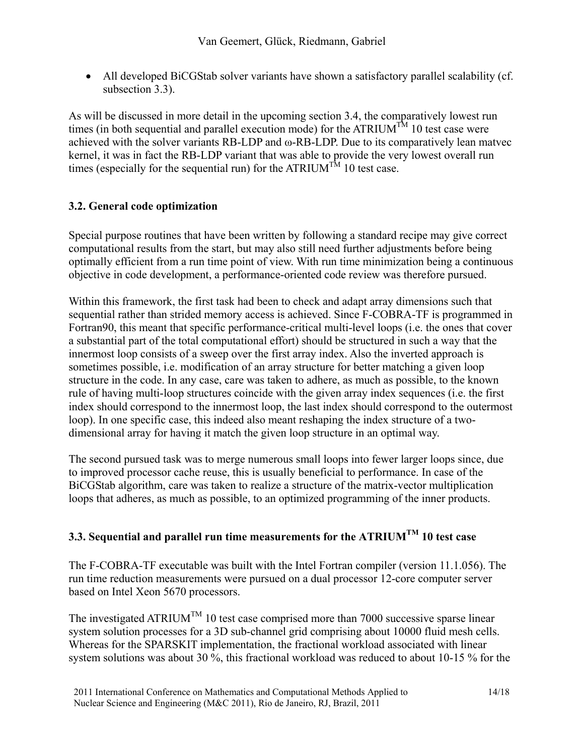- All developed BiCGStab solver variants have shown a satisfactory parallel scalability (cf. subsection 3.3).

As will be discussed in more detail in the upcoming section 3.4, the comparatively lowest run times (in both sequential and parallel execution mode) for the ATRIUM$^{TM}$ 10 test case were achieved with the solver variants RB-LDP and ω-RB-LDP. Due to its comparatively lean matvec kernel, it was in fact the RB-LDP variant that was able to provide the very lowest overall run times (especially for the sequential run) for the ATRIUM$^{TM}$ 10 test case.

### 3.2. General code optimization

Special purpose routines that have been written by following a standard recipe may give correct computational results from the start, but may also still need further adjustments before being optimally efficient from a run time point of view. With run time minimization being a continuous objective in code development, a performance-oriented code review was therefore pursued.

Within this framework, the first task had been to check and adapt array dimensions such that sequential rather than strided memory access is achieved. Since F-COBRA-TF is programmed in Fortran90, this meant that specific performance-critical multi-level loops (i.e. the ones that cover a substantial part of the total computational effort) should be structured in such a way that the innermost loop consists of a sweep over the first array index. Also the inverted approach is sometimes possible, i.e. modification of an array structure for better matching a given loop structure in the code. In any case, care was taken to adhere, as much as possible, to the known rule of having multi-loop structures coincide with the given array index sequences (i.e. the first index should correspond to the innermost loop, the last index should correspond to the outermost loop). In one specific case, this indeed also meant reshaping the index structure of a two-dimensional array for having it match the given loop structure in an optimal way.

The second pursued task was to merge numerous small loops into fewer larger loops since, due to improved processor cache reuse, this is usually beneficial to performance. In case of the BiCGStab algorithm, care was taken to realize a structure of the matrix-vector multiplication loops that adheres, as much as possible, to an optimized programming of the inner products.

### 3.3. Sequential and parallel run time measurements for the ATRIUM$^{TM}$ 10 test case

The F-COBRA-TF executable was built with the Intel Fortran compiler (version 11.1.056). The run time reduction measurements were pursued on a dual processor 12-core computer server based on Intel Xeon 5670 processors.

The investigated ATRIUM$^{TM}$ 10 test case comprised more than 7000 successive sparse linear system solution processes for a 3D sub-channel grid comprising about 10000 fluid mesh cells. Whereas for the SPARSKIT implementation, the fractional workload associated with linear system solutions was about 30 %, this fractional workload was reduced to about 10-15 % for the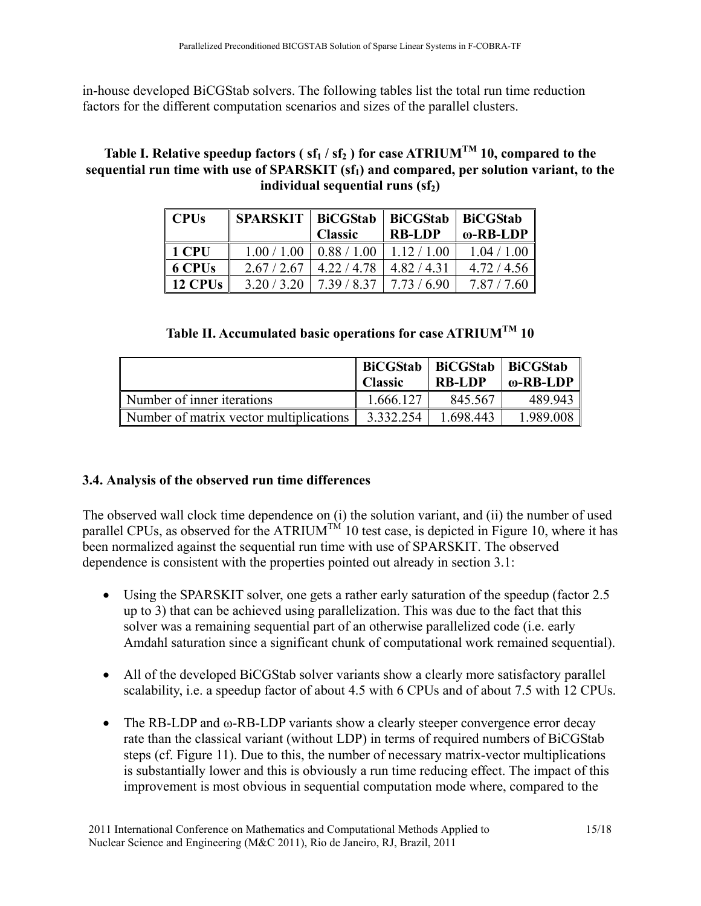in-house developed BiCGStab solvers. The following tables list the total run time reduction factors for the different computation scenarios and sizes of the parallel clusters.

**Table I. Relative speedup factors ( $sf_1$ / $sf_2$ ) for case ATRIUM[TM] 10, compared to the sequential run time with use of SPARSKIT ($sf_1$) and compared, per solution variant, to the individual sequential runs ($sf_2$)**

| CPUs | SPARSKIT | BiCGStab Classic | BiCGStab RB-LDP | BiCGStab ω-RB-LDP |
|---|---|---|---|---|
| 1 CPU | 1.00 / 1.00 | 0.88 / 1.00 | 1.12 / 1.00 | 1.04 / 1.00 |
| 6 CPUs | 2.67 / 2.67 | 4.22 / 4.78 | 4.82 / 4.31 | 4.72 / 4.56 |
| 12 CPUs | 3.20 / 3.20 | 7.39 / 8.37 | 7.73 / 6.90 | 7.87 / 7.60 |

**Table II. Accumulated basic operations for case ATRIUM[TM] 10**

| | BiCGStab Classic | BiCGStab RB-LDP | BiCGStab ω-RB-LDP |
|---|---|---|---|
| Number of inner iterations | 1.666.127 | 845.567 | 489.943 |
| Number of matrix vector multiplications | 3.332.254 | 1.698.443 | 1.989.008 |

### 3.4. Analysis of the observed run time differences

The observed wall clock time dependence on (i) the solution variant, and (ii) the number of used parallel CPUs, as observed for the ATRIUM[TM] 10 test case, is depicted in Figure 10, where it has been normalized against the sequential run time with use of SPARSKIT. The observed dependence is consistent with the properties pointed out already in section 3.1:

- Using the SPARSKIT solver, one gets a rather early saturation of the speedup (factor 2.5 up to 3) that can be achieved using parallelization. This was due to the fact that this solver was a remaining sequential part of an otherwise parallelized code (i.e. early Amdahl saturation since a significant chunk of computational work remained sequential).

- All of the developed BiCGStab solver variants show a clearly more satisfactory parallel scalability, i.e. a speedup factor of about 4.5 with 6 CPUs and of about 7.5 with 12 CPUs.

- The RB-LDP and ω-RB-LDP variants show a clearly steeper convergence error decay rate than the classical variant (without LDP) in terms of required numbers of BiCGStab steps (cf. Figure 11). Due to this, the number of necessary matrix-vector multiplications is substantially lower and this is obviously a run time reducing effect. The impact of this improvement is most obvious in sequential computation mode where, compared to the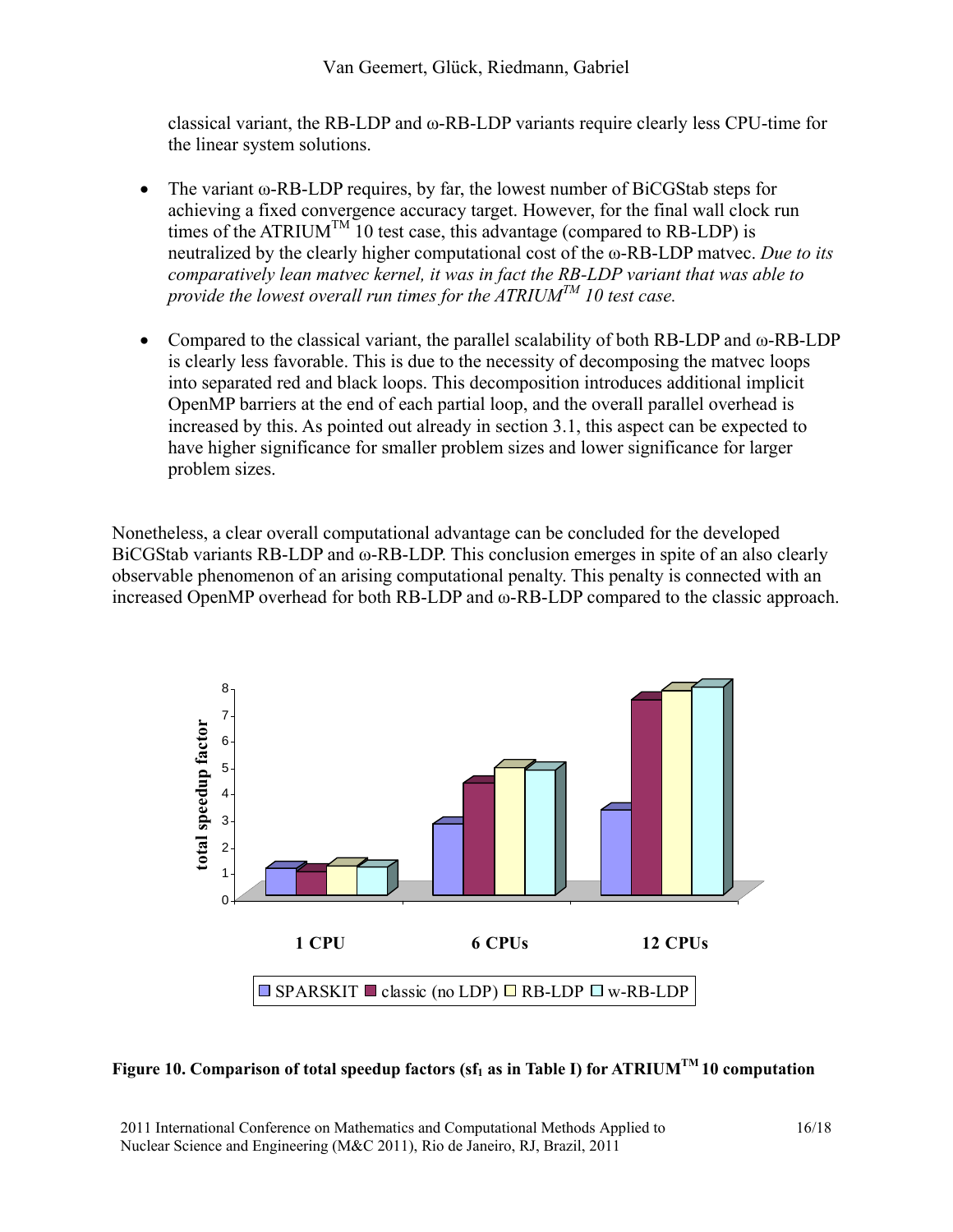classical variant, the RB-LDP and ω-RB-LDP variants require clearly less CPU-time for the linear system solutions.

- The variant ω-RB-LDP requires, by far, the lowest number of BiCGStab steps for achieving a fixed convergence accuracy target. However, for the final wall clock run times of the ATRIUM™ 10 test case, this advantage (compared to RB-LDP) is neutralized by the clearly higher computational cost of the ω-RB-LDP matvec. *Due to its comparatively lean matvec kernel, it was in fact the RB-LDP variant that was able to provide the lowest overall run times for the ATRIUM™ 10 test case.*

- Compared to the classical variant, the parallel scalability of both RB-LDP and ω-RB-LDP is clearly less favorable. This is due to the necessity of decomposing the matvec loops into separated red and black loops. This decomposition introduces additional implicit OpenMP barriers at the end of each partial loop, and the overall parallel overhead is increased by this. As pointed out already in section 3.1, this aspect can be expected to have higher significance for smaller problem sizes and lower significance for larger problem sizes.

Nonetheless, a clear overall computational advantage can be concluded for the developed BiCGStab variants RB-LDP and ω-RB-LDP. This conclusion emerges in spite of an also clearly observable phenomenon of an arising computational penalty. This penalty is connected with an increased OpenMP overhead for both RB-LDP and ω-RB-LDP compared to the classic approach.

**Figure 10. Comparison of total speedup factors ($sf_1$ as in Table I) for ATRIUM™ 10 computation**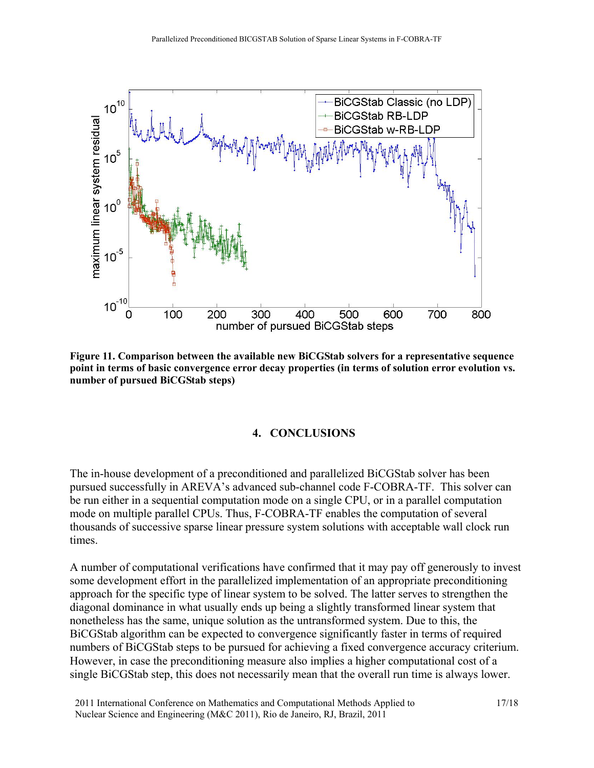**Figure 11. Comparison between the available new BiCGStab solvers for a representative sequence point in terms of basic convergence error decay properties (in terms of solution error evolution vs. number of pursued BiCGStab steps)**

## 4. CONCLUSIONS

The in-house development of a preconditioned and parallelized BiCGStab solver has been pursued successfully in AREVA's advanced sub-channel code F-COBRA-TF. This solver can be run either in a sequential computation mode on a single CPU, or in a parallel computation mode on multiple parallel CPUs. Thus, F-COBRA-TF enables the computation of several thousands of successive sparse linear pressure system solutions with acceptable wall clock run times.

A number of computational verifications have confirmed that it may pay off generously to invest some development effort in the parallelized implementation of an appropriate preconditioning approach for the specific type of linear system to be solved. The latter serves to strengthen the diagonal dominance in what usually ends up being a slightly transformed linear system that nonetheless has the same, unique solution as the untransformed system. Due to this, the BiCGStab algorithm can be expected to convergence significantly faster in terms of required numbers of BiCGStab steps to be pursued for achieving a fixed convergence accuracy criterium. However, in case the preconditioning measure also implies a higher computational cost of a single BiCGStab step, this does not necessarily mean that the overall run time is always lower.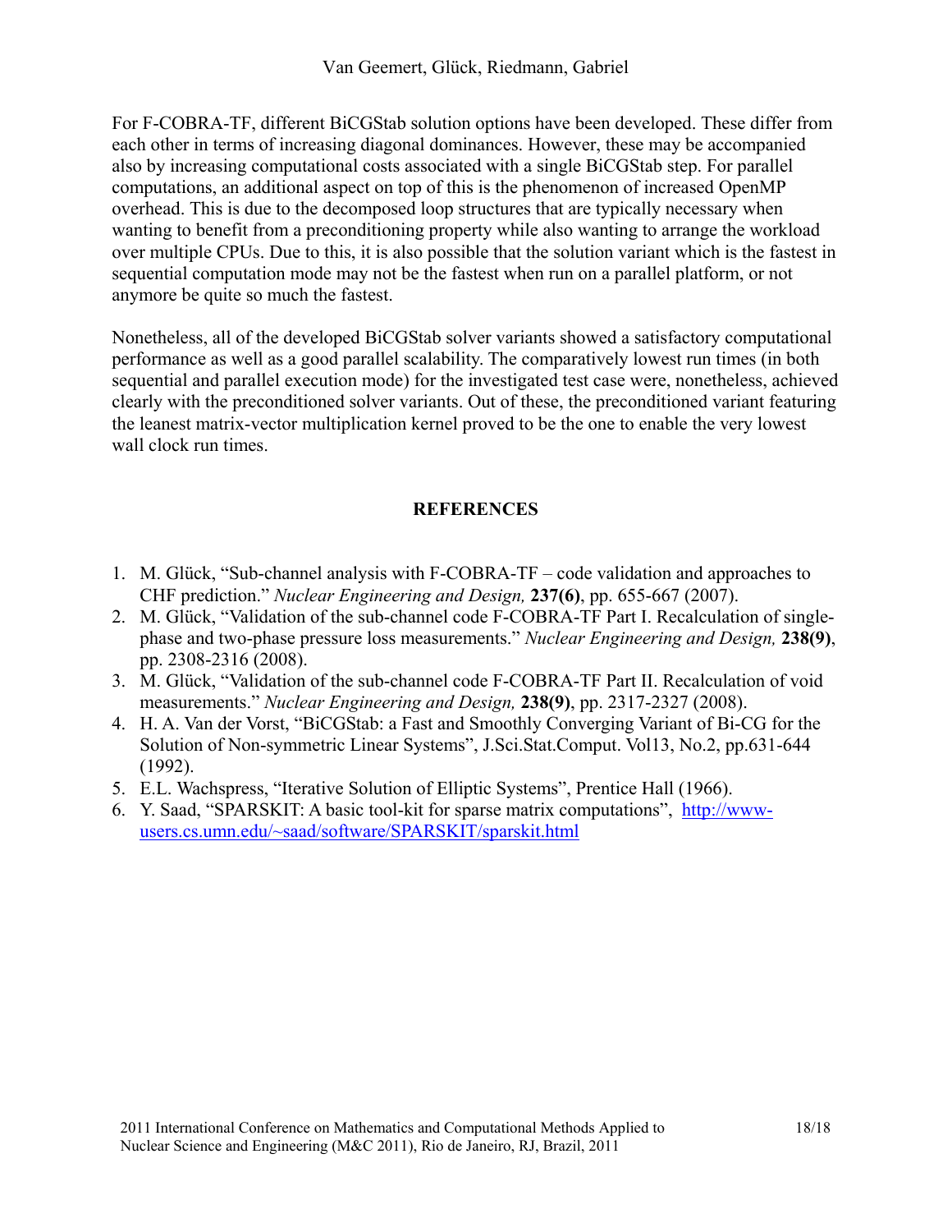For F-COBRA-TF, different BiCGStab solution options have been developed. These differ from each other in terms of increasing diagonal dominances. However, these may be accompanied also by increasing computational costs associated with a single BiCGStab step. For parallel computations, an additional aspect on top of this is the phenomenon of increased OpenMP overhead. This is due to the decomposed loop structures that are typically necessary when wanting to benefit from a preconditioning property while also wanting to arrange the workload over multiple CPUs. Due to this, it is also possible that the solution variant which is the fastest in sequential computation mode may not be the fastest when run on a parallel platform, or not anymore be quite so much the fastest.

Nonetheless, all of the developed BiCGStab solver variants showed a satisfactory computational performance as well as a good parallel scalability. The comparatively lowest run times (in both sequential and parallel execution mode) for the investigated test case were, nonetheless, achieved clearly with the preconditioned solver variants. Out of these, the preconditioned variant featuring the leanest matrix-vector multiplication kernel proved to be the one to enable the very lowest wall clock run times.

## REFERENCES

1. M. Glück, "Sub-channel analysis with F-COBRA-TF – code validation and approaches to CHF prediction." *Nuclear Engineering and Design,* **237(6)**, pp. 655-667 (2007).
2. M. Glück, "Validation of the sub-channel code F-COBRA-TF Part I. Recalculation of single-phase and two-phase pressure loss measurements." *Nuclear Engineering and Design,* **238(9)**, pp. 2308-2316 (2008).
3. M. Glück, "Validation of the sub-channel code F-COBRA-TF Part II. Recalculation of void measurements." *Nuclear Engineering and Design,* **238(9)**, pp. 2317-2327 (2008).
4. H. A. Van der Vorst, "BiCGStab: a Fast and Smoothly Converging Variant of Bi-CG for the Solution of Non-symmetric Linear Systems", J.Sci.Stat.Comput. Vol13, No.2, pp.631-644 (1992).
5. E.L. Wachspress, "Iterative Solution of Elliptic Systems", Prentice Hall (1966).
6. Y. Saad, "SPARSKIT: A basic tool-kit for sparse matrix computations", http://www-users.cs.umn.edu/~saad/software/SPARSKIT/sparskit.html